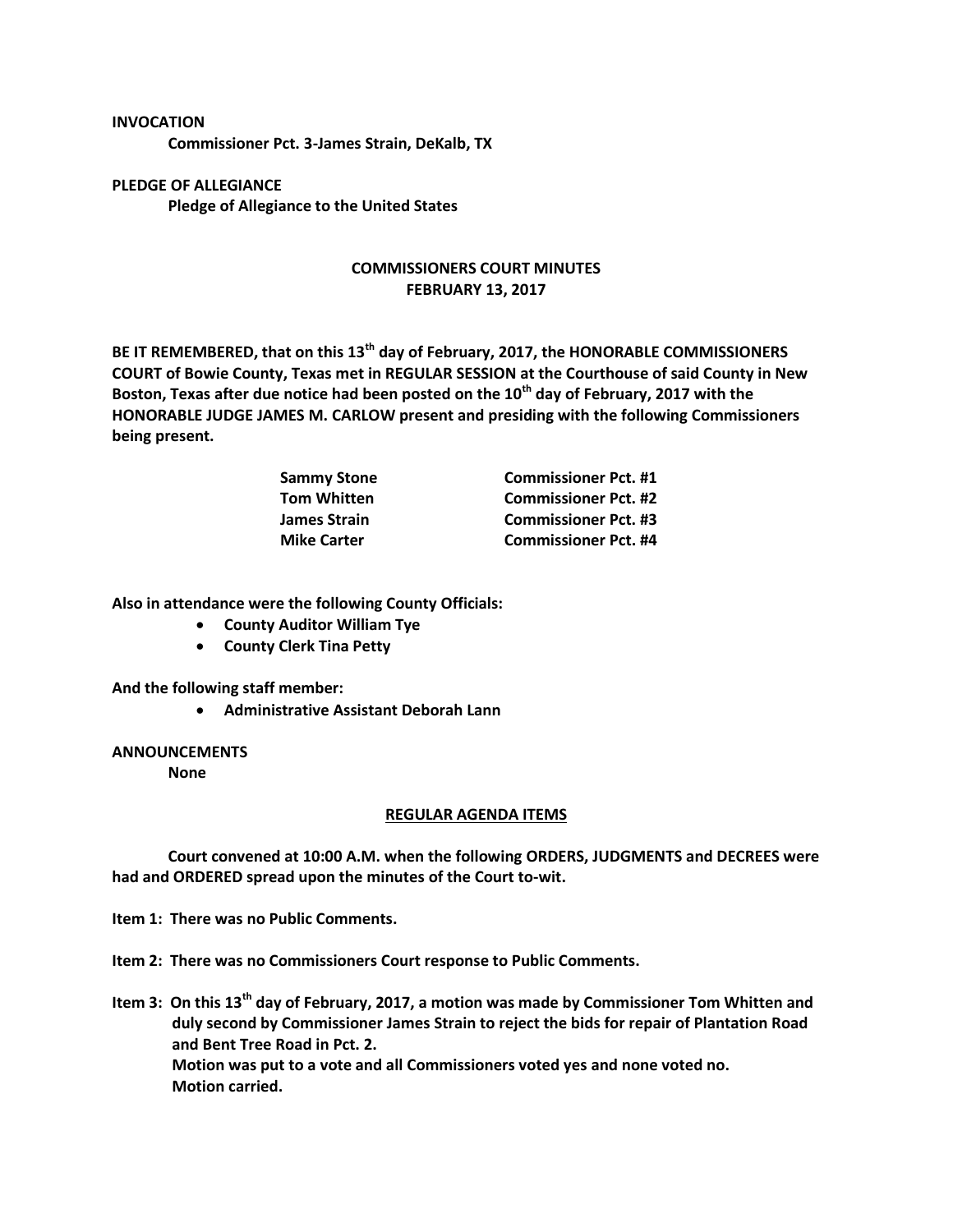**INVOCATION**

**Commissioner Pct. 3-James Strain, DeKalb, TX**

**PLEDGE OF ALLEGIANCE**

**Pledge of Allegiance to the United States**

## COMMISSIONERS COURT MINUTES
## FEBRUARY 13, 2017

**BE IT REMEMBERED, that on this 13th day of February, 2017, the HONORABLE COMMISSIONERS COURT of Bowie County, Texas met in REGULAR SESSION at the Courthouse of said County in New Boston, Texas after due notice had been posted on the 10th day of February, 2017 with the HONORABLE JUDGE JAMES M. CARLOW present and presiding with the following Commissioners being present.**

| | |
|---|---|
| **Sammy Stone** | **Commissioner Pct. #1** |
| **Tom Whitten** | **Commissioner Pct. #2** |
| **James Strain** | **Commissioner Pct. #3** |
| **Mike Carter** | **Commissioner Pct. #4** |

**Also in attendance were the following County Officials:**

- **County Auditor William Tye**
- **County Clerk Tina Petty**

**And the following staff member:**

- **Administrative Assistant Deborah Lann**

**ANNOUNCEMENTS**

**None**

**REGULAR AGENDA ITEMS**

**Court convened at 10:00 A.M. when the following ORDERS, JUDGMENTS and DECREES were had and ORDERED spread upon the minutes of the Court to-wit.**

**Item 1: There was no Public Comments.**

**Item 2: There was no Commissioners Court response to Public Comments.**

**Item 3: On this 13th day of February, 2017, a motion was made by Commissioner Tom Whitten and duly second by Commissioner James Strain to reject the bids for repair of Plantation Road and Bent Tree Road in Pct. 2.**
**Motion was put to a vote and all Commissioners voted yes and none voted no.**
**Motion carried.**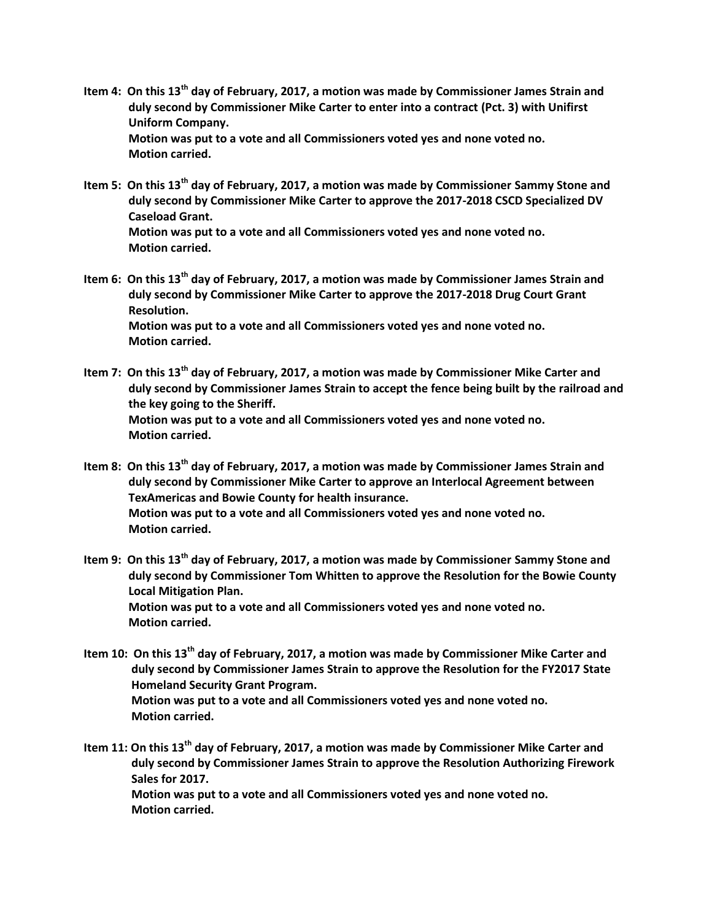**Item 4: On this 13th day of February, 2017, a motion was made by Commissioner James Strain and duly second by Commissioner Mike Carter to enter into a contract (Pct. 3) with Unifirst Uniform Company.**
**Motion was put to a vote and all Commissioners voted yes and none voted no.**
**Motion carried.**

**Item 5: On this 13th day of February, 2017, a motion was made by Commissioner Sammy Stone and duly second by Commissioner Mike Carter to approve the 2017-2018 CSCD Specialized DV Caseload Grant.**
**Motion was put to a vote and all Commissioners voted yes and none voted no.**
**Motion carried.**

**Item 6: On this 13th day of February, 2017, a motion was made by Commissioner James Strain and duly second by Commissioner Mike Carter to approve the 2017-2018 Drug Court Grant Resolution.**
**Motion was put to a vote and all Commissioners voted yes and none voted no.**
**Motion carried.**

**Item 7: On this 13th day of February, 2017, a motion was made by Commissioner Mike Carter and duly second by Commissioner James Strain to accept the fence being built by the railroad and the key going to the Sheriff.**
**Motion was put to a vote and all Commissioners voted yes and none voted no.**
**Motion carried.**

**Item 8: On this 13th day of February, 2017, a motion was made by Commissioner James Strain and duly second by Commissioner Mike Carter to approve an Interlocal Agreement between TexAmericas and Bowie County for health insurance.**
**Motion was put to a vote and all Commissioners voted yes and none voted no.**
**Motion carried.**

**Item 9: On this 13th day of February, 2017, a motion was made by Commissioner Sammy Stone and duly second by Commissioner Tom Whitten to approve the Resolution for the Bowie County Local Mitigation Plan.**
**Motion was put to a vote and all Commissioners voted yes and none voted no.**
**Motion carried.**

**Item 10: On this 13th day of February, 2017, a motion was made by Commissioner Mike Carter and duly second by Commissioner James Strain to approve the Resolution for the FY2017 State Homeland Security Grant Program.**
**Motion was put to a vote and all Commissioners voted yes and none voted no.**
**Motion carried.**

**Item 11: On this 13th day of February, 2017, a motion was made by Commissioner Mike Carter and duly second by Commissioner James Strain to approve the Resolution Authorizing Firework Sales for 2017.**
**Motion was put to a vote and all Commissioners voted yes and none voted no.**
**Motion carried.**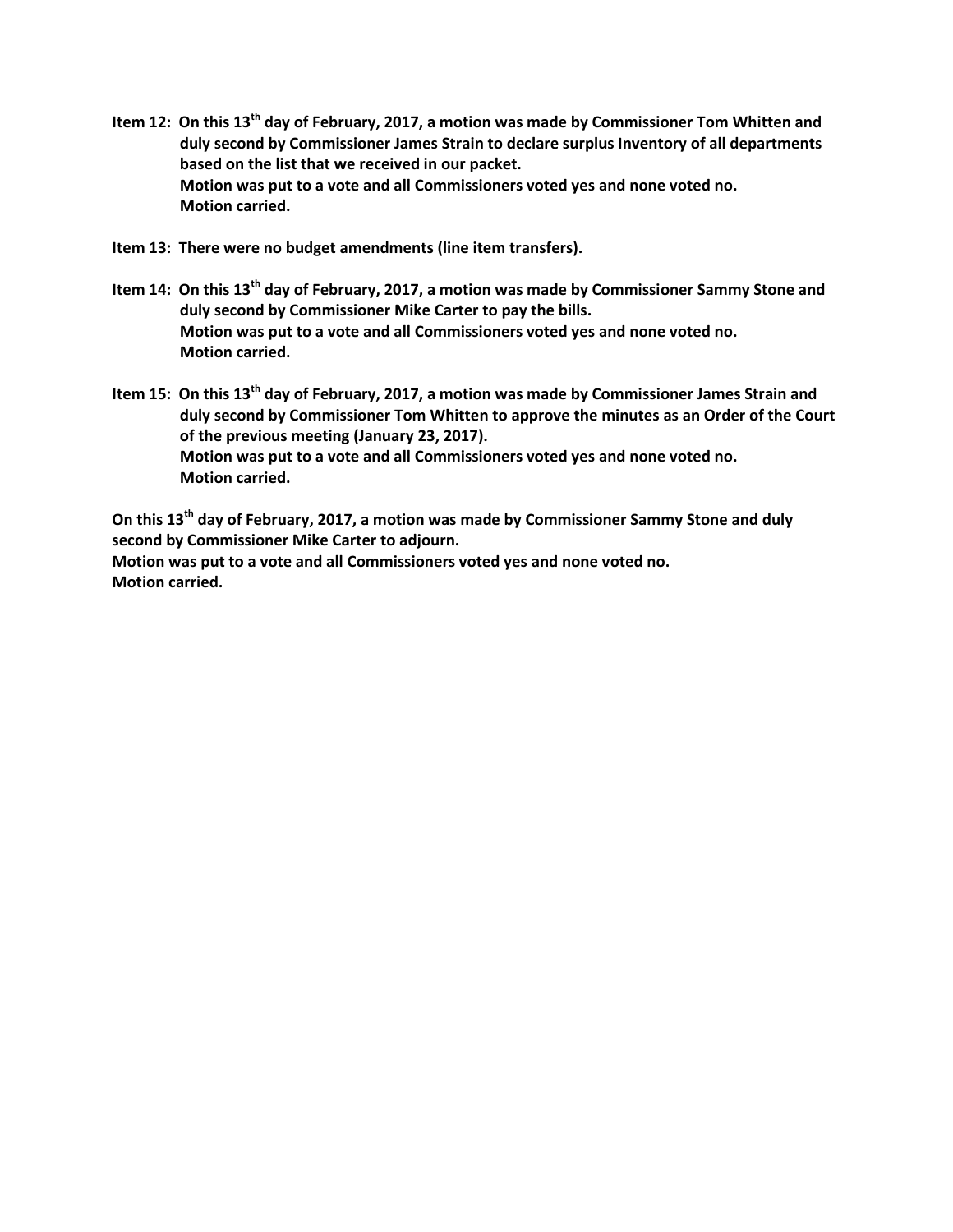**Item 12: On this 13th day of February, 2017, a motion was made by Commissioner Tom Whitten and duly second by Commissioner James Strain to declare surplus Inventory of all departments based on the list that we received in our packet.**
**Motion was put to a vote and all Commissioners voted yes and none voted no.**
**Motion carried.**

**Item 13: There were no budget amendments (line item transfers).**

**Item 14: On this 13th day of February, 2017, a motion was made by Commissioner Sammy Stone and duly second by Commissioner Mike Carter to pay the bills.**
**Motion was put to a vote and all Commissioners voted yes and none voted no.**
**Motion carried.**

**Item 15: On this 13th day of February, 2017, a motion was made by Commissioner James Strain and duly second by Commissioner Tom Whitten to approve the minutes as an Order of the Court of the previous meeting (January 23, 2017).**
**Motion was put to a vote and all Commissioners voted yes and none voted no.**
**Motion carried.**

**On this 13th day of February, 2017, a motion was made by Commissioner Sammy Stone and duly second by Commissioner Mike Carter to adjourn.**
**Motion was put to a vote and all Commissioners voted yes and none voted no.**
**Motion carried.**